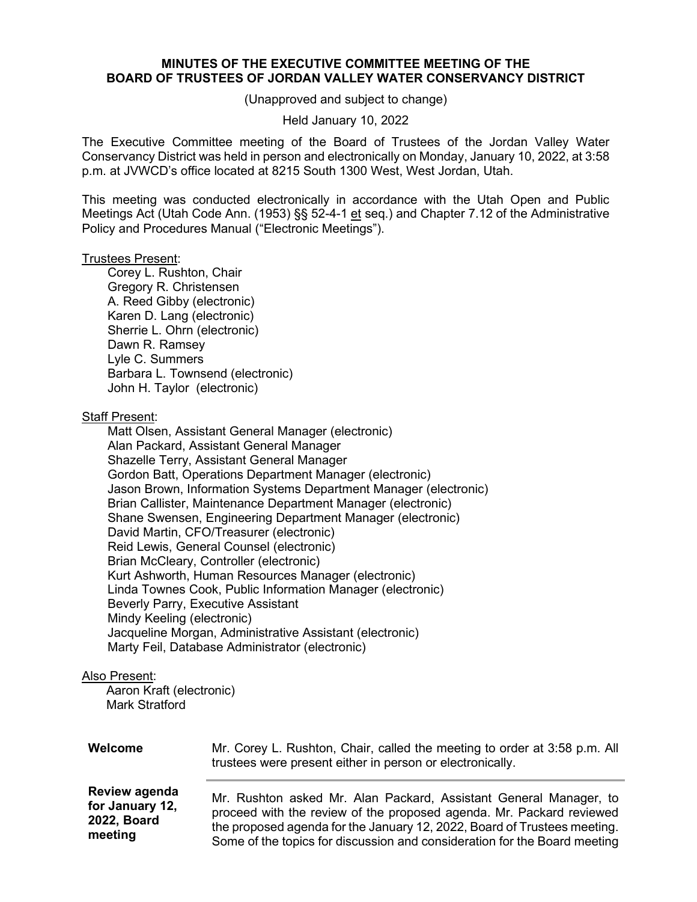**MINUTES OF THE EXECUTIVE COMMITTEE MEETING OF THE BOARD OF TRUSTEES OF JORDAN VALLEY WATER CONSERVANCY DISTRICT**

(Unapproved and subject to change)

Held January 10, 2022

The Executive Committee meeting of the Board of Trustees of the Jordan Valley Water Conservancy District was held in person and electronically on Monday, January 10, 2022, at 3:58 p.m. at JVWCD's office located at 8215 South 1300 West, West Jordan, Utah.

This meeting was conducted electronically in accordance with the Utah Open and Public Meetings Act (Utah Code Ann. (1953) §§ 52-4-1 et seq.) and Chapter 7.12 of the Administrative Policy and Procedures Manual ("Electronic Meetings").

Trustees Present:

- Corey L. Rushton, Chair
- Gregory R. Christensen
- A. Reed Gibby (electronic)
- Karen D. Lang (electronic)
- Sherrie L. Ohrn (electronic)
- Dawn R. Ramsey
- Lyle C. Summers
- Barbara L. Townsend (electronic)
- John H. Taylor (electronic)

Staff Present:

- Matt Olsen, Assistant General Manager (electronic)
- Alan Packard, Assistant General Manager
- Shazelle Terry, Assistant General Manager
- Gordon Batt, Operations Department Manager (electronic)
- Jason Brown, Information Systems Department Manager (electronic)
- Brian Callister, Maintenance Department Manager (electronic)
- Shane Swensen, Engineering Department Manager (electronic)
- David Martin, CFO/Treasurer (electronic)
- Reid Lewis, General Counsel (electronic)
- Brian McCleary, Controller (electronic)
- Kurt Ashworth, Human Resources Manager (electronic)
- Linda Townes Cook, Public Information Manager (electronic)
- Beverly Parry, Executive Assistant
- Mindy Keeling (electronic)
- Jacqueline Morgan, Administrative Assistant (electronic)
- Marty Feil, Database Administrator (electronic)

Also Present:

- Aaron Kraft (electronic)
- Mark Stratford

| | |
|---|---|
| **Welcome** | Mr. Corey L. Rushton, Chair, called the meeting to order at 3:58 p.m. All trustees were present either in person or electronically. |
| **Review agenda for January 12, 2022, Board meeting** | Mr. Rushton asked Mr. Alan Packard, Assistant General Manager, to proceed with the review of the proposed agenda. Mr. Packard reviewed the proposed agenda for the January 12, 2022, Board of Trustees meeting. Some of the topics for discussion and consideration for the Board meeting |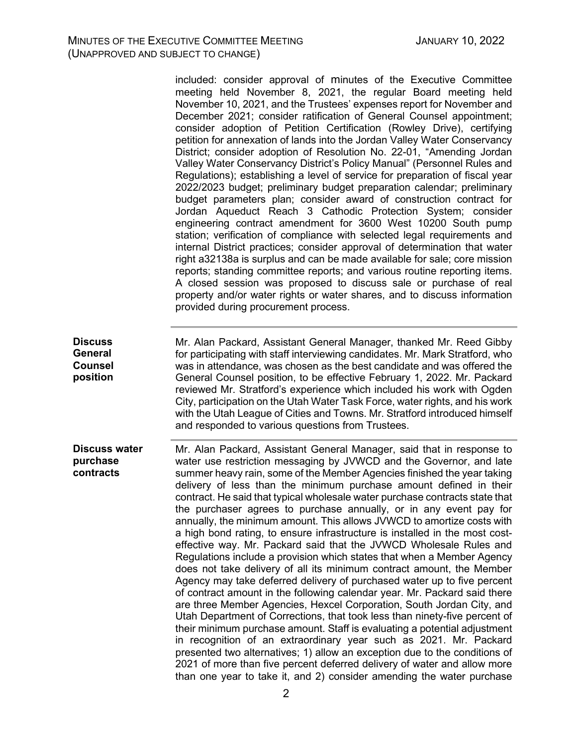included: consider approval of minutes of the Executive Committee meeting held November 8, 2021, the regular Board meeting held November 10, 2021, and the Trustees' expenses report for November and December 2021; consider ratification of General Counsel appointment; consider adoption of Petition Certification (Rowley Drive), certifying petition for annexation of lands into the Jordan Valley Water Conservancy District; consider adoption of Resolution No. 22-01, "Amending Jordan Valley Water Conservancy District's Policy Manual" (Personnel Rules and Regulations); establishing a level of service for preparation of fiscal year 2022/2023 budget; preliminary budget preparation calendar; preliminary budget parameters plan; consider award of construction contract for Jordan Aqueduct Reach 3 Cathodic Protection System; consider engineering contract amendment for 3600 West 10200 South pump station; verification of compliance with selected legal requirements and internal District practices; consider approval of determination that water right a32138a is surplus and can be made available for sale; core mission reports; standing committee reports; and various routine reporting items. A closed session was proposed to discuss sale or purchase of real property and/or water rights or water shares, and to discuss information provided during procurement process.

**Discuss General Counsel position**

Mr. Alan Packard, Assistant General Manager, thanked Mr. Reed Gibby for participating with staff interviewing candidates. Mr. Mark Stratford, who was in attendance, was chosen as the best candidate and was offered the General Counsel position, to be effective February 1, 2022. Mr. Packard reviewed Mr. Stratford's experience which included his work with Ogden City, participation on the Utah Water Task Force, water rights, and his work with the Utah League of Cities and Towns. Mr. Stratford introduced himself and responded to various questions from Trustees.

**Discuss water purchase contracts**

Mr. Alan Packard, Assistant General Manager, said that in response to water use restriction messaging by JVWCD and the Governor, and late summer heavy rain, some of the Member Agencies finished the year taking delivery of less than the minimum purchase amount defined in their contract. He said that typical wholesale water purchase contracts state that the purchaser agrees to purchase annually, or in any event pay for annually, the minimum amount. This allows JVWCD to amortize costs with a high bond rating, to ensure infrastructure is installed in the most cost-effective way. Mr. Packard said that the JVWCD Wholesale Rules and Regulations include a provision which states that when a Member Agency does not take delivery of all its minimum contract amount, the Member Agency may take deferred delivery of purchased water up to five percent of contract amount in the following calendar year. Mr. Packard said there are three Member Agencies, Hexcel Corporation, South Jordan City, and Utah Department of Corrections, that took less than ninety-five percent of their minimum purchase amount. Staff is evaluating a potential adjustment in recognition of an extraordinary year such as 2021. Mr. Packard presented two alternatives; 1) allow an exception due to the conditions of 2021 of more than five percent deferred delivery of water and allow more than one year to take it, and 2) consider amending the water purchase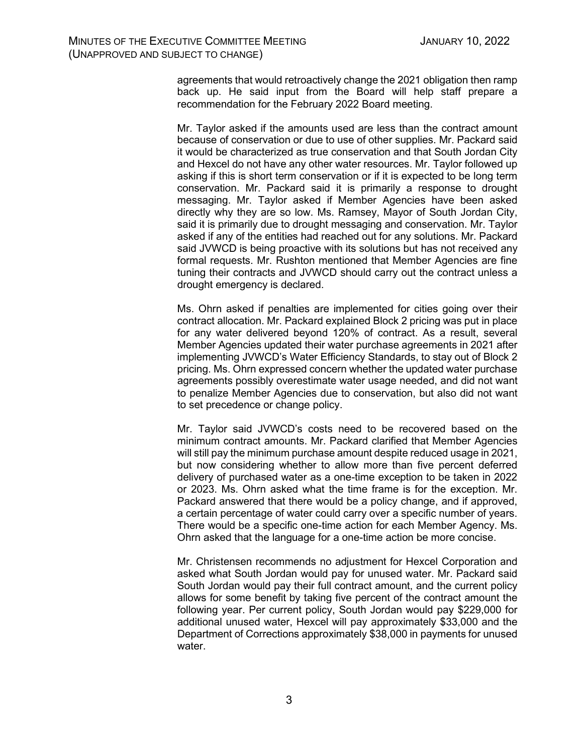agreements that would retroactively change the 2021 obligation then ramp back up. He said input from the Board will help staff prepare a recommendation for the February 2022 Board meeting.

Mr. Taylor asked if the amounts used are less than the contract amount because of conservation or due to use of other supplies. Mr. Packard said it would be characterized as true conservation and that South Jordan City and Hexcel do not have any other water resources. Mr. Taylor followed up asking if this is short term conservation or if it is expected to be long term conservation. Mr. Packard said it is primarily a response to drought messaging. Mr. Taylor asked if Member Agencies have been asked directly why they are so low. Ms. Ramsey, Mayor of South Jordan City, said it is primarily due to drought messaging and conservation. Mr. Taylor asked if any of the entities had reached out for any solutions. Mr. Packard said JVWCD is being proactive with its solutions but has not received any formal requests. Mr. Rushton mentioned that Member Agencies are fine tuning their contracts and JVWCD should carry out the contract unless a drought emergency is declared.

Ms. Ohrn asked if penalties are implemented for cities going over their contract allocation. Mr. Packard explained Block 2 pricing was put in place for any water delivered beyond 120% of contract. As a result, several Member Agencies updated their water purchase agreements in 2021 after implementing JVWCD's Water Efficiency Standards, to stay out of Block 2 pricing. Ms. Ohrn expressed concern whether the updated water purchase agreements possibly overestimate water usage needed, and did not want to penalize Member Agencies due to conservation, but also did not want to set precedence or change policy.

Mr. Taylor said JVWCD's costs need to be recovered based on the minimum contract amounts. Mr. Packard clarified that Member Agencies will still pay the minimum purchase amount despite reduced usage in 2021, but now considering whether to allow more than five percent deferred delivery of purchased water as a one-time exception to be taken in 2022 or 2023. Ms. Ohrn asked what the time frame is for the exception. Mr. Packard answered that there would be a policy change, and if approved, a certain percentage of water could carry over a specific number of years. There would be a specific one-time action for each Member Agency. Ms. Ohrn asked that the language for a one-time action be more concise.

Mr. Christensen recommends no adjustment for Hexcel Corporation and asked what South Jordan would pay for unused water. Mr. Packard said South Jordan would pay their full contract amount, and the current policy allows for some benefit by taking five percent of the contract amount the following year. Per current policy, South Jordan would pay $229,000 for additional unused water, Hexcel will pay approximately $33,000 and the Department of Corrections approximately $38,000 in payments for unused water.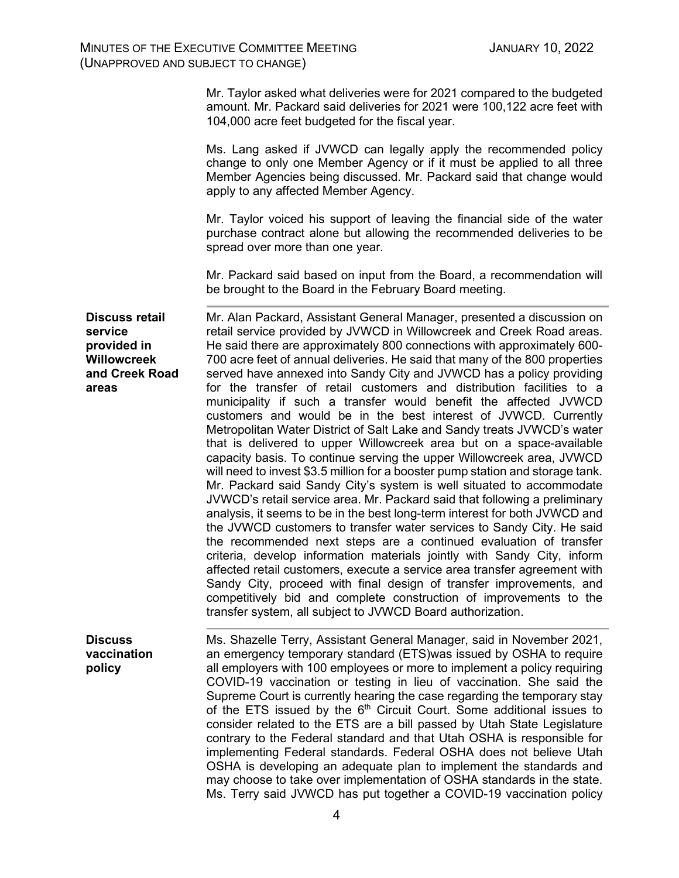Mr. Taylor asked what deliveries were for 2021 compared to the budgeted amount. Mr. Packard said deliveries for 2021 were 100,122 acre feet with 104,000 acre feet budgeted for the fiscal year.

Ms. Lang asked if JVWCD can legally apply the recommended policy change to only one Member Agency or if it must be applied to all three Member Agencies being discussed. Mr. Packard said that change would apply to any affected Member Agency.

Mr. Taylor voiced his support of leaving the financial side of the water purchase contract alone but allowing the recommended deliveries to be spread over more than one year.

Mr. Packard said based on input from the Board, a recommendation will be brought to the Board in the February Board meeting.

**Discuss retail service provided in Willowcreek and Creek Road areas**

Mr. Alan Packard, Assistant General Manager, presented a discussion on retail service provided by JVWCD in Willowcreek and Creek Road areas. He said there are approximately 800 connections with approximately 600-700 acre feet of annual deliveries. He said that many of the 800 properties served have annexed into Sandy City and JVWCD has a policy providing for the transfer of retail customers and distribution facilities to a municipality if such a transfer would benefit the affected JVWCD customers and would be in the best interest of JVWCD. Currently Metropolitan Water District of Salt Lake and Sandy treats JVWCD's water that is delivered to upper Willowcreek area but on a space-available capacity basis. To continue serving the upper Willowcreek area, JVWCD will need to invest $3.5 million for a booster pump station and storage tank. Mr. Packard said Sandy City's system is well situated to accommodate JVWCD's retail service area. Mr. Packard said that following a preliminary analysis, it seems to be in the best long-term interest for both JVWCD and the JVWCD customers to transfer water services to Sandy City. He said the recommended next steps are a continued evaluation of transfer criteria, develop information materials jointly with Sandy City, inform affected retail customers, execute a service area transfer agreement with Sandy City, proceed with final design of transfer improvements, and competitively bid and complete construction of improvements to the transfer system, all subject to JVWCD Board authorization.

**Discuss vaccination policy**

Ms. Shazelle Terry, Assistant General Manager, said in November 2021, an emergency temporary standard (ETS)was issued by OSHA to require all employers with 100 employees or more to implement a policy requiring COVID-19 vaccination or testing in lieu of vaccination. She said the Supreme Court is currently hearing the case regarding the temporary stay of the ETS issued by the 6th Circuit Court. Some additional issues to consider related to the ETS are a bill passed by Utah State Legislature contrary to the Federal standard and that Utah OSHA is responsible for implementing Federal standards. Federal OSHA does not believe Utah OSHA is developing an adequate plan to implement the standards and may choose to take over implementation of OSHA standards in the state. Ms. Terry said JVWCD has put together a COVID-19 vaccination policy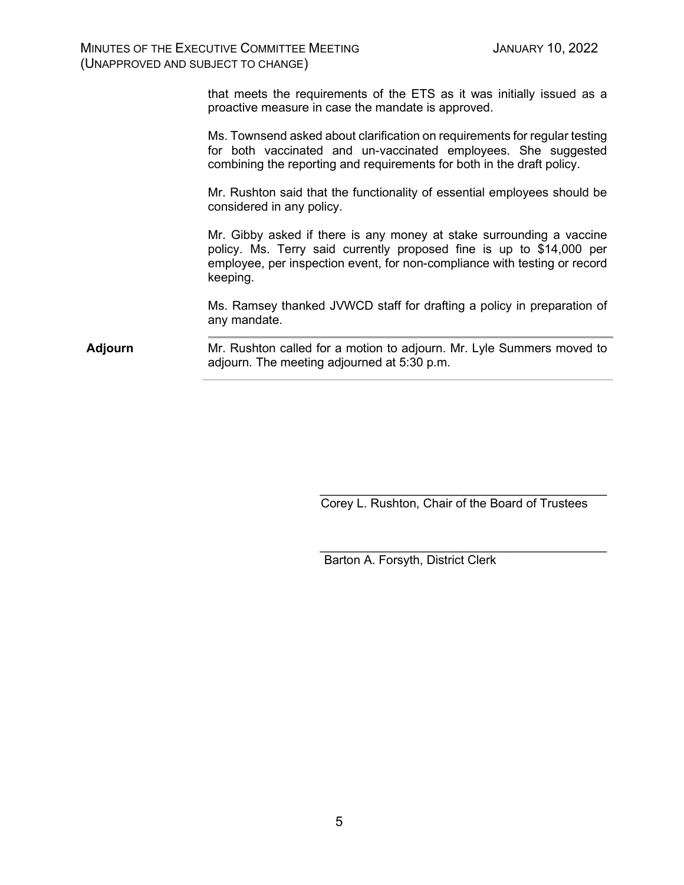that meets the requirements of the ETS as it was initially issued as a proactive measure in case the mandate is approved.

Ms. Townsend asked about clarification on requirements for regular testing for both vaccinated and un-vaccinated employees. She suggested combining the reporting and requirements for both in the draft policy.

Mr. Rushton said that the functionality of essential employees should be considered in any policy.

Mr. Gibby asked if there is any money at stake surrounding a vaccine policy. Ms. Terry said currently proposed fine is up to $14,000 per employee, per inspection event, for non-compliance with testing or record keeping.

Ms. Ramsey thanked JVWCD staff for drafting a policy in preparation of any mandate.

**Adjourn**

Mr. Rushton called for a motion to adjourn. Mr. Lyle Summers moved to adjourn. The meeting adjourned at 5:30 p.m.

\_\_\_\_\_\_\_\_\_\_\_\_\_\_\_\_\_\_\_\_\_\_\_\_\_\_\_\_\_\_\_\_\_\_\_\_\_\_\_\_\_\_
Corey L. Rushton, Chair of the Board of Trustees

\_\_\_\_\_\_\_\_\_\_\_\_\_\_\_\_\_\_\_\_\_\_\_\_\_\_\_\_\_\_\_\_\_\_\_\_\_\_\_\_\_\_
Barton A. Forsyth, District Clerk